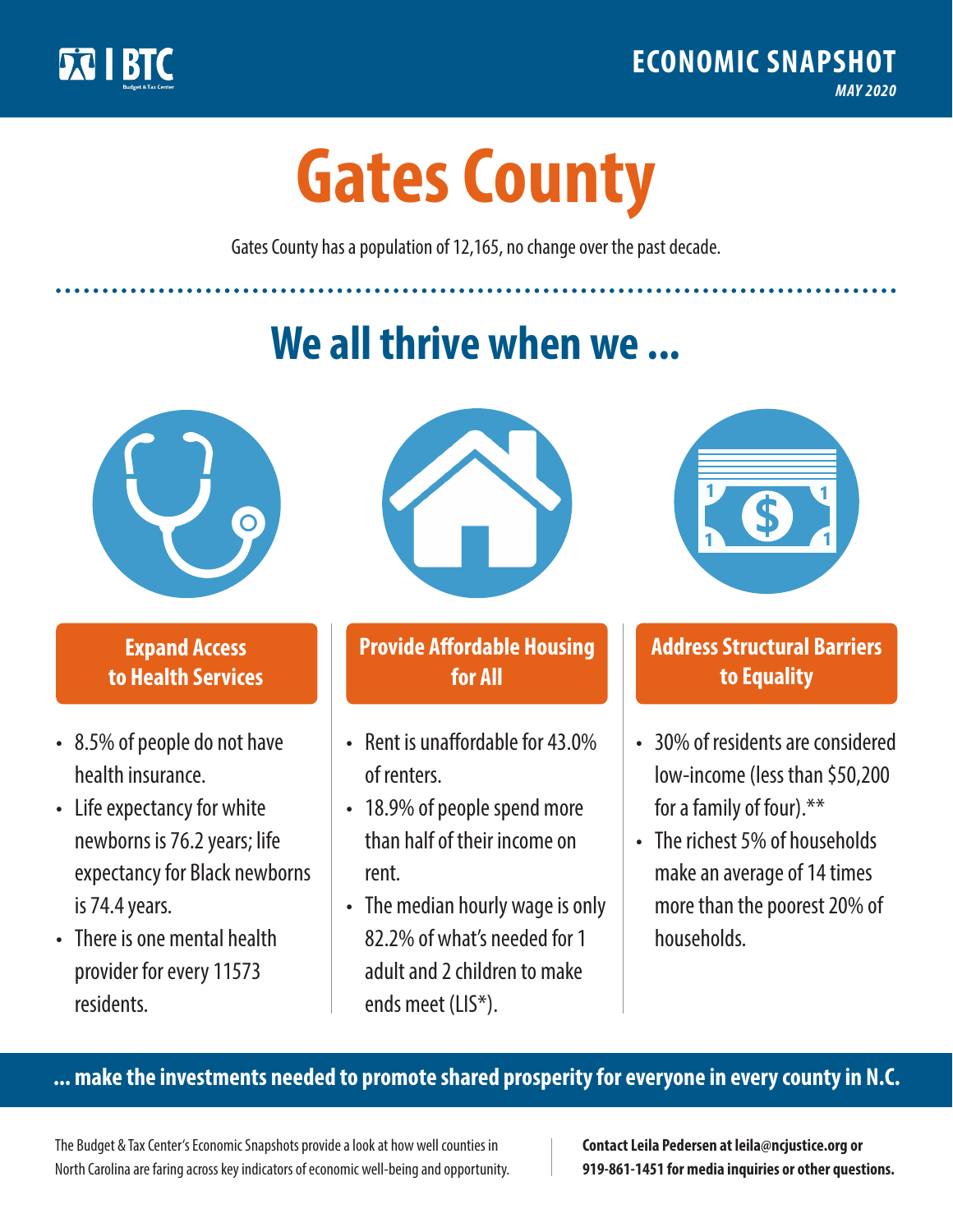BTC Budget & Tax Center

ECONOMIC SNAPSHOT

*MAY 2020*

# Gates County

Gates County has a population of 12,165, no change over the past decade.

## We all thrive when we ...

### Expand Access to Health Services

- 8.5% of people do not have health insurance.
- Life expectancy for white newborns is 76.2 years; life expectancy for Black newborns is 74.4 years.
- There is one mental health provider for every 11573 residents.

### Provide Affordable Housing for All

- Rent is unaffordable for 43.0% of renters.
- 18.9% of people spend more than half of their income on rent.
- The median hourly wage is only 82.2% of what's needed for 1 adult and 2 children to make ends meet (LIS*).

### Address Structural Barriers to Equality

- 30% of residents are considered low-income (less than $50,200 for a family of four).**
- The richest 5% of households make an average of 14 times more than the poorest 20% of households.

**... make the investments needed to promote shared prosperity for everyone in every county in N.C.**

The Budget & Tax Center's Economic Snapshots provide a look at how well counties in North Carolina are faring across key indicators of economic well-being and opportunity.

**Contact Leila Pedersen at leila@ncjustice.org or 919-861-1451 for media inquiries or other questions.**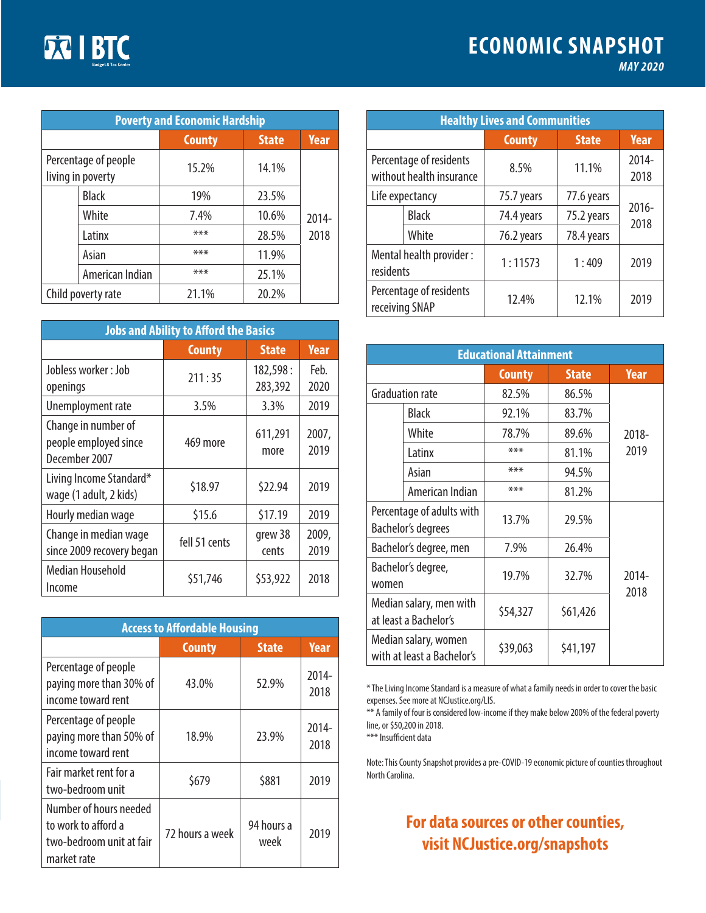# BTC

## ECONOMIC SNAPSHOT

*MAY 2020*

| Poverty and Economic Hardship | | County | State | Year |
|---|---|---|---|---|
| Percentage of people living in poverty | | 15.2% | 14.1% | 2014-2018 |
| | Black | 19% | 23.5% | |
| | White | 7.4% | 10.6% | |
| | Latinx | *** | 28.5% | |
| | Asian | *** | 11.9% | |
| | American Indian | *** | 25.1% | |
| Child poverty rate | | 21.1% | 20.2% | |

| Jobs and Ability to Afford the Basics | County | State | Year |
|---|---|---|---|
| Jobless worker : Job openings | 211 : 35 | 182,598 : 283,392 | Feb. 2020 |
| Unemployment rate | 3.5% | 3.3% | 2019 |
| Change in number of people employed since December 2007 | 469 more | 611,291 more | 2007, 2019 |
| Living Income Standard* wage (1 adult, 2 kids) | $18.97 | $22.94 | 2019 |
| Hourly median wage | $15.6 | $17.19 | 2019 |
| Change in median wage since 2009 recovery began | fell 51 cents | grew 38 cents | 2009, 2019 |
| Median Household Income | $51,746 | $53,922 | 2018 |

| Access to Affordable Housing | County | State | Year |
|---|---|---|---|
| Percentage of people paying more than 30% of income toward rent | 43.0% | 52.9% | 2014-2018 |
| Percentage of people paying more than 50% of income toward rent | 18.9% | 23.9% | 2014-2018 |
| Fair market rent for a two-bedroom unit | $679 | $881 | 2019 |
| Number of hours needed to work to afford a two-bedroom unit at fair market rate | 72 hours a week | 94 hours a week | 2019 |

| Healthy Lives and Communities | | County | State | Year |
|---|---|---|---|---|
| Percentage of residents without health insurance | | 8.5% | 11.1% | 2014-2018 |
| Life expectancy | | 75.7 years | 77.6 years | 2016-2018 |
| | Black | 74.4 years | 75.2 years | |
| | White | 76.2 years | 78.4 years | |
| Mental health provider : residents | | 1 : 11573 | 1 : 409 | 2019 |
| Percentage of residents receiving SNAP | | 12.4% | 12.1% | 2019 |

| Educational Attainment | | County | State | Year |
|---|---|---|---|---|
| Graduation rate | | 82.5% | 86.5% | 2018-2019 |
| | Black | 92.1% | 83.7% | |
| | White | 78.7% | 89.6% | |
| | Latinx | *** | 81.1% | |
| | Asian | *** | 94.5% | |
| | American Indian | *** | 81.2% | |
| Percentage of adults with Bachelor's degrees | | 13.7% | 29.5% | 2014-2018 |
| Bachelor's degree, men | | 7.9% | 26.4% | |
| Bachelor's degree, women | | 19.7% | 32.7% | |
| Median salary, men with at least a Bachelor's | | $54,327 | $61,426 | |
| Median salary, women with at least a Bachelor's | | $39,063 | $41,197 | |

* The Living Income Standard is a measure of what a family needs in order to cover the basic expenses. See more at NCJustice.org/LIS.

** A family of four is considered low-income if they make below 200% of the federal poverty line, or $50,200 in 2018.

*** Insufficient data

Note: This County Snapshot provides a pre-COVID-19 economic picture of counties throughout North Carolina.

**For data sources or other counties, visit NCJustice.org/snapshots**